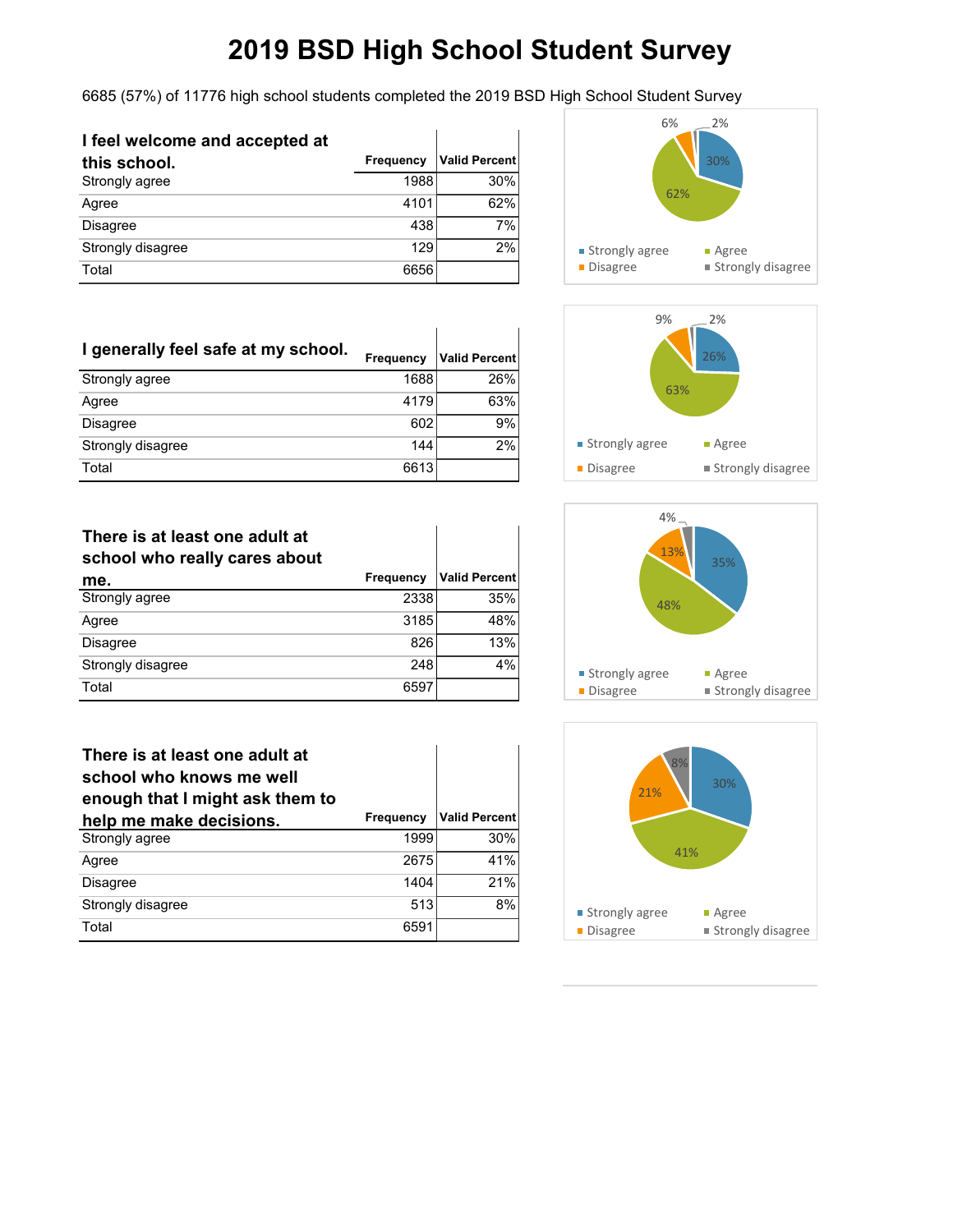# 2019 BSD High School Student Survey

6685 (57%) of 11776 high school students completed the 2019 BSD High School Student Survey

| I feel welcome and accepted at this school. | Frequency | Valid Percent |
|---|---|---|
| Strongly agree | 1988 | 30% |
| Agree | 4101 | 62% |
| Disagree | 438 | 7% |
| Strongly disagree | 129 | 2% |
| Total | 6656 | |

6%
2%
30%
62%
Strongly agree
Agree
Disagree
Strongly disagree

| I generally feel safe at my school. | Frequency | Valid Percent |
|---|---|---|
| Strongly agree | 1688 | 26% |
| Agree | 4179 | 63% |
| Disagree | 602 | 9% |
| Strongly disagree | 144 | 2% |
| Total | 6613 | |

9%
2%
26%
63%
Strongly agree
Agree
Disagree
Strongly disagree

| There is at least one adult at school who really cares about me. | Frequency | Valid Percent |
|---|---|---|
| Strongly agree | 2338 | 35% |
| Agree | 3185 | 48% |
| Disagree | 826 | 13% |
| Strongly disagree | 248 | 4% |
| Total | 6597 | |

4%
13%
35%
48%
Strongly agree
Agree
Disagree
Strongly disagree

| There is at least one adult at school who knows me well enough that I might ask them to help me make decisions. | Frequency | Valid Percent |
|---|---|---|
| Strongly agree | 1999 | 30% |
| Agree | 2675 | 41% |
| Disagree | 1404 | 21% |
| Strongly disagree | 513 | 8% |
| Total | 6591 | |

8%
21%
30%
41%
Strongly agree
Agree
Disagree
Strongly disagree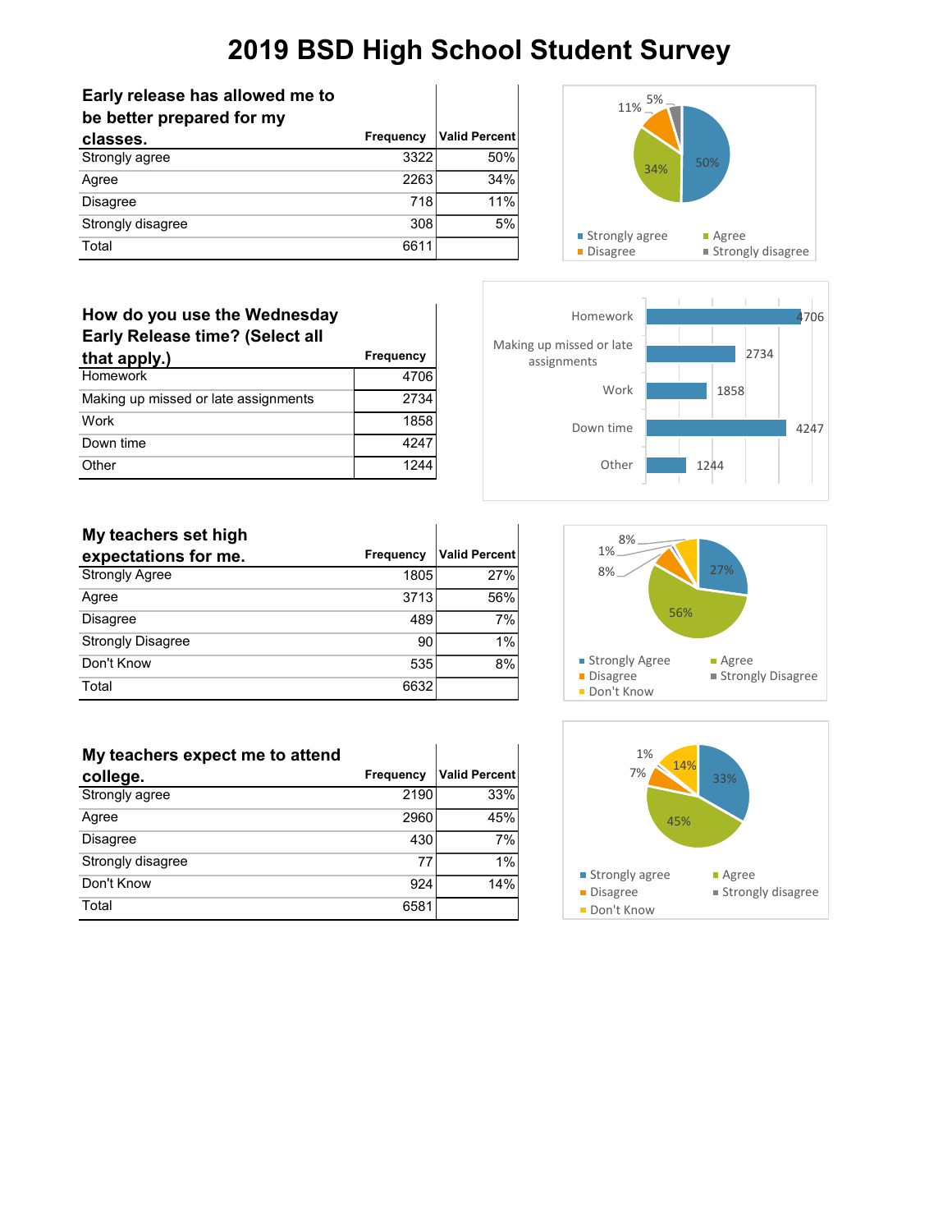# 2019 BSD High School Student Survey

| Early release has allowed me to be better prepared for my classes. | Frequency | Valid Percent |
|---|---|---|
| Strongly agree | 3322 | 50% |
| Agree | 2263 | 34% |
| Disagree | 718 | 11% |
| Strongly disagree | 308 | 5% |
| Total | 6611 | |

11%
5%
34%
50%
Strongly agree
Agree
Disagree
Strongly disagree

| How do you use the Wednesday Early Release time? (Select all that apply.) | Frequency |
|---|---|
| Homework | 4706 |
| Making up missed or late assignments | 2734 |
| Work | 1858 |
| Down time | 4247 |
| Other | 1244 |

Homework 4706
Making up missed or late assignments 2734
Work 1858
Down time 4247
Other 1244

| My teachers set high expectations for me. | Frequency | Valid Percent |
|---|---|---|
| Strongly Agree | 1805 | 27% |
| Agree | 3713 | 56% |
| Disagree | 489 | 7% |
| Strongly Disagree | 90 | 1% |
| Don't Know | 535 | 8% |
| Total | 6632 | |

8%
1%
8%
27%
56%
Strongly Agree
Agree
Disagree
Strongly Disagree
Don't Know

| My teachers expect me to attend college. | Frequency | Valid Percent |
|---|---|---|
| Strongly agree | 2190 | 33% |
| Agree | 2960 | 45% |
| Disagree | 430 | 7% |
| Strongly disagree | 77 | 1% |
| Don't Know | 924 | 14% |
| Total | 6581 | |

1%
7%
14%
33%
45%
Strongly agree
Agree
Disagree
Strongly disagree
Don't Know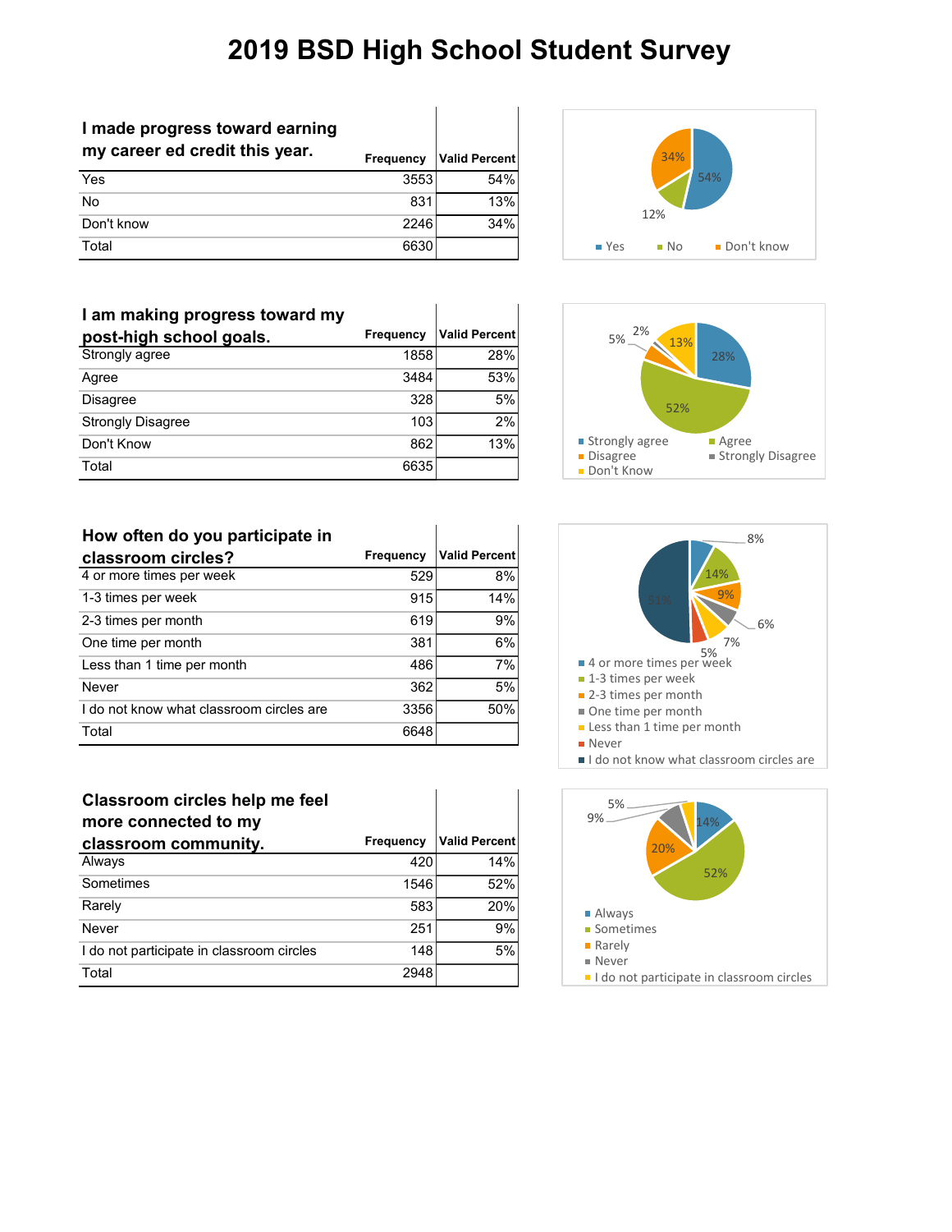# 2019 BSD High School Student Survey

| I made progress toward earning my career ed credit this year. | Frequency | Valid Percent |
|---|---|---|
| Yes | 3553 | 54% |
| No | 831 | 13% |
| Don't know | 2246 | 34% |
| Total | 6630 | |

| I am making progress toward my post-high school goals. | Frequency | Valid Percent |
|---|---|---|
| Strongly agree | 1858 | 28% |
| Agree | 3484 | 53% |
| Disagree | 328 | 5% |
| Strongly Disagree | 103 | 2% |
| Don't Know | 862 | 13% |
| Total | 6635 | |

| How often do you participate in classroom circles? | Frequency | Valid Percent |
|---|---|---|
| 4 or more times per week | 529 | 8% |
| 1-3 times per week | 915 | 14% |
| 2-3 times per month | 619 | 9% |
| One time per month | 381 | 6% |
| Less than 1 time per month | 486 | 7% |
| Never | 362 | 5% |
| I do not know what classroom circles are | 3356 | 50% |
| Total | 6648 | |

| Classroom circles help me feel more connected to my classroom community. | Frequency | Valid Percent |
|---|---|---|
| Always | 420 | 14% |
| Sometimes | 1546 | 52% |
| Rarely | 583 | 20% |
| Never | 251 | 9% |
| I do not participate in classroom circles | 148 | 5% |
| Total | 2948 | |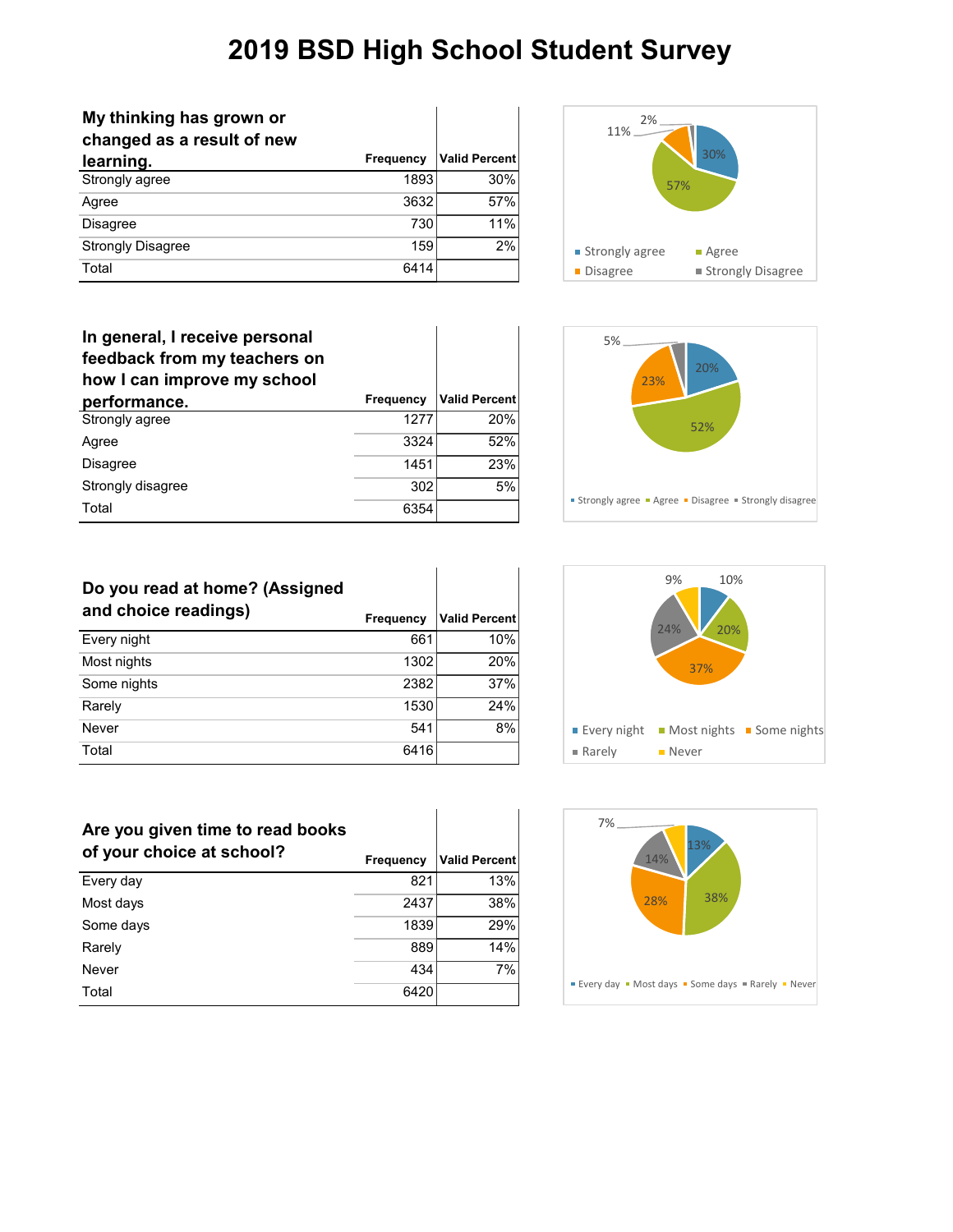# 2019 BSD High School Student Survey

| My thinking has grown or changed as a result of new learning. | Frequency | Valid Percent |
|---|---|---|
| Strongly agree | 1893 | 30% |
| Agree | 3632 | 57% |
| Disagree | 730 | 11% |
| Strongly Disagree | 159 | 2% |
| Total | 6414 | |

2%
11%
30%
57%
Strongly agree
Agree
Disagree
Strongly Disagree

| In general, I receive personal feedback from my teachers on how I can improve my school performance. | Frequency | Valid Percent |
|---|---|---|
| Strongly agree | 1277 | 20% |
| Agree | 3324 | 52% |
| Disagree | 1451 | 23% |
| Strongly disagree | 302 | 5% |
| Total | 6354 | |

5%
20%
23%
52%
Strongly agree
Agree
Disagree
Strongly disagree

| Do you read at home? (Assigned and choice readings) | Frequency | Valid Percent |
|---|---|---|
| Every night | 661 | 10% |
| Most nights | 1302 | 20% |
| Some nights | 2382 | 37% |
| Rarely | 1530 | 24% |
| Never | 541 | 8% |
| Total | 6416 | |

9%
10%
24%
20%
37%
Every night
Most nights
Some nights
Rarely
Never

| Are you given time to read books of your choice at school? | Frequency | Valid Percent |
|---|---|---|
| Every day | 821 | 13% |
| Most days | 2437 | 38% |
| Some days | 1839 | 29% |
| Rarely | 889 | 14% |
| Never | 434 | 7% |
| Total | 6420 | |

7%
13%
14%
28%
38%
Every day
Most days
Some days
Rarely
Never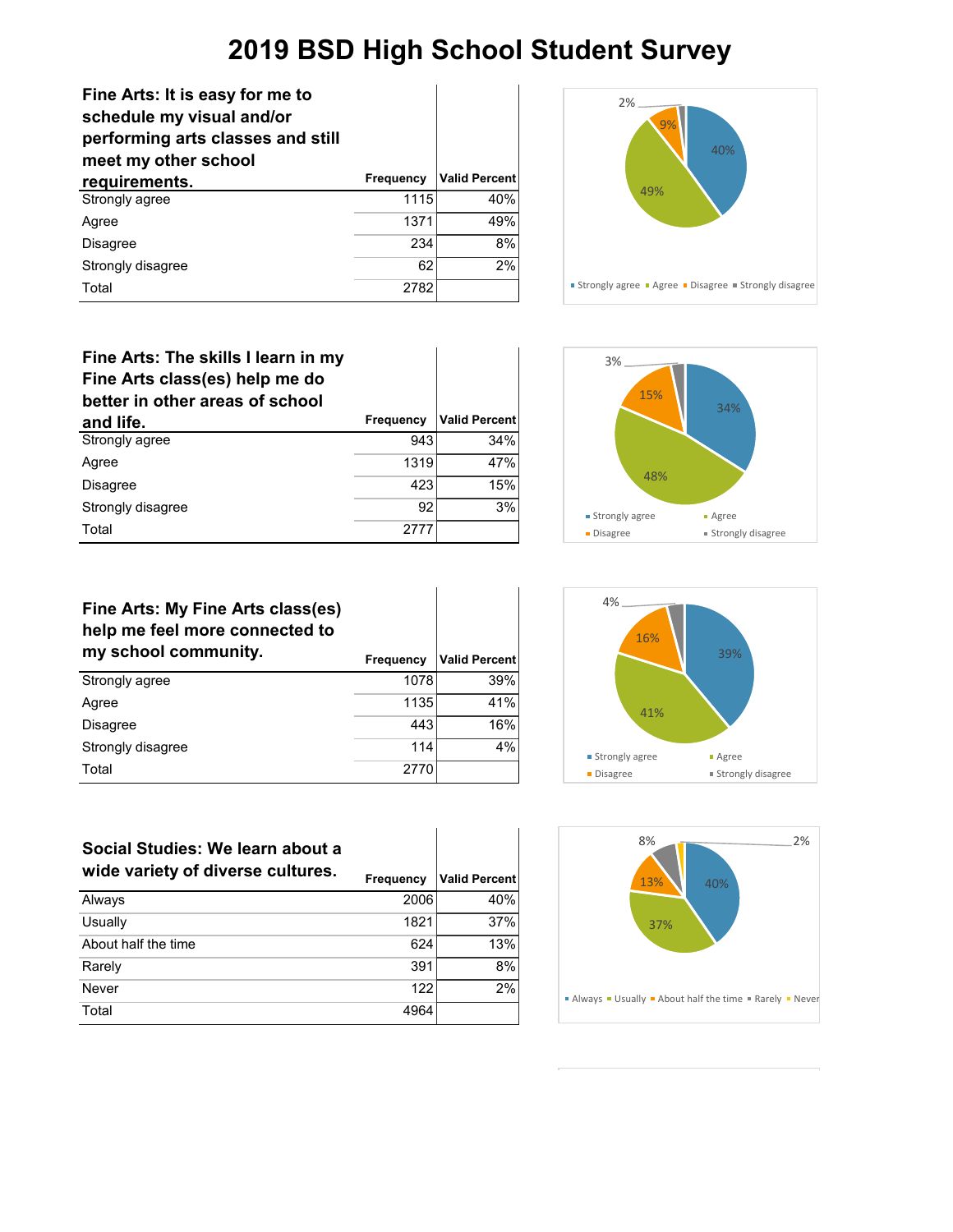# 2019 BSD High School Student Survey

| Fine Arts: It is easy for me to schedule my visual and/or performing arts classes and still meet my other school requirements. | Frequency | Valid Percent |
|---|---|---|
| Strongly agree | 1115 | 40% |
| Agree | 1371 | 49% |
| Disagree | 234 | 8% |
| Strongly disagree | 62 | 2% |
| Total | 2782 | |

2%
9%
40%
49%
Strongly agree Agree Disagree Strongly disagree

| Fine Arts: The skills I learn in my Fine Arts class(es) help me do better in other areas of school and life. | Frequency | Valid Percent |
|---|---|---|
| Strongly agree | 943 | 34% |
| Agree | 1319 | 47% |
| Disagree | 423 | 15% |
| Strongly disagree | 92 | 3% |
| Total | 2777 | |

3%
15%
34%
48%
Strongly agree Agree
Disagree Strongly disagree

| Fine Arts: My Fine Arts class(es) help me feel more connected to my school community. | Frequency | Valid Percent |
|---|---|---|
| Strongly agree | 1078 | 39% |
| Agree | 1135 | 41% |
| Disagree | 443 | 16% |
| Strongly disagree | 114 | 4% |
| Total | 2770 | |

4%
16%
39%
41%
Strongly agree Agree
Disagree Strongly disagree

| Social Studies: We learn about a wide variety of diverse cultures. | Frequency | Valid Percent |
|---|---|---|
| Always | 2006 | 40% |
| Usually | 1821 | 37% |
| About half the time | 624 | 13% |
| Rarely | 391 | 8% |
| Never | 122 | 2% |
| Total | 4964 | |

8%
2%
13%
40%
37%
Always Usually About half the time Rarely Never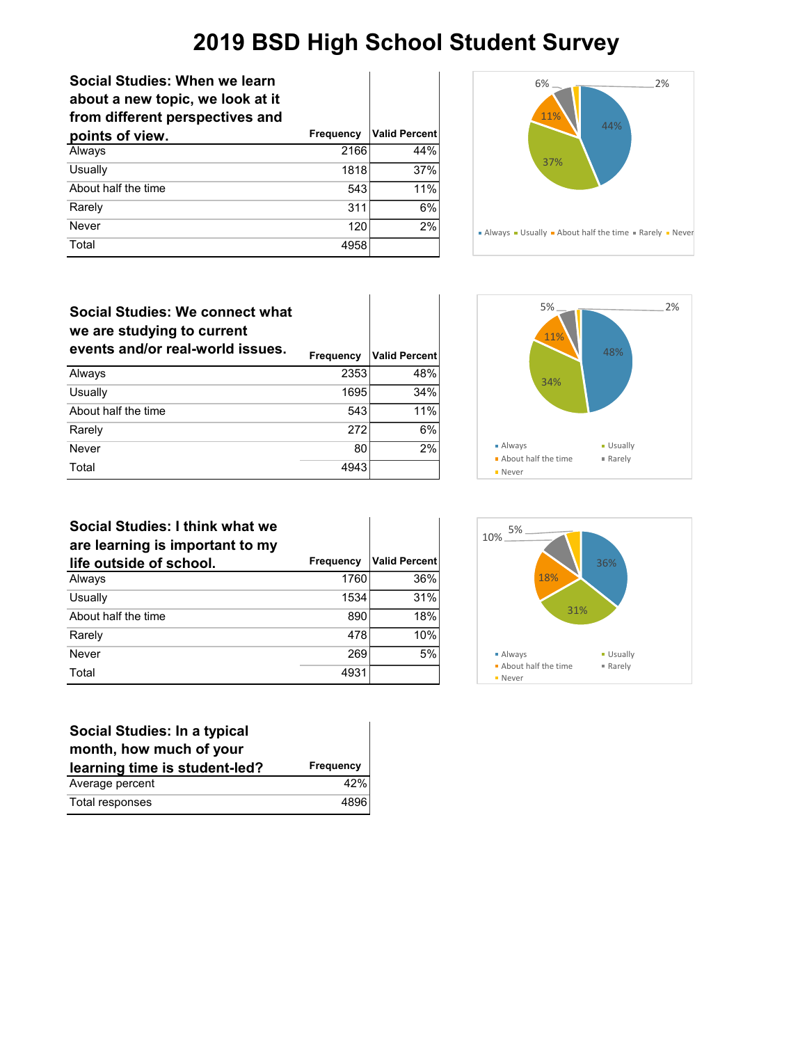# 2019 BSD High School Student Survey

| Social Studies: When we learn about a new topic, we look at it from different perspectives and points of view. | Frequency | Valid Percent |
|---|---|---|
| Always | 2166 | 44% |
| Usually | 1818 | 37% |
| About half the time | 543 | 11% |
| Rarely | 311 | 6% |
| Never | 120 | 2% |
| Total | 4958 | |

6%
2%
11%
44%
37%
Always Usually About half the time Rarely Never

| Social Studies: We connect what we are studying to current events and/or real-world issues. | Frequency | Valid Percent |
|---|---|---|
| Always | 2353 | 48% |
| Usually | 1695 | 34% |
| About half the time | 543 | 11% |
| Rarely | 272 | 6% |
| Never | 80 | 2% |
| Total | 4943 | |

5%
2%
11%
48%
34%
Always
Usually
About half the time
Rarely
Never

| Social Studies: I think what we are learning is important to my life outside of school. | Frequency | Valid Percent |
|---|---|---|
| Always | 1760 | 36% |
| Usually | 1534 | 31% |
| About half the time | 890 | 18% |
| Rarely | 478 | 10% |
| Never | 269 | 5% |
| Total | 4931 | |

5%
10%
36%
18%
31%
Always
Usually
About half the time
Rarely
Never

| Social Studies: In a typical month, how much of your learning time is student-led? | Frequency |
|---|---|
| Average percent | 42% |
| Total responses | 4896 |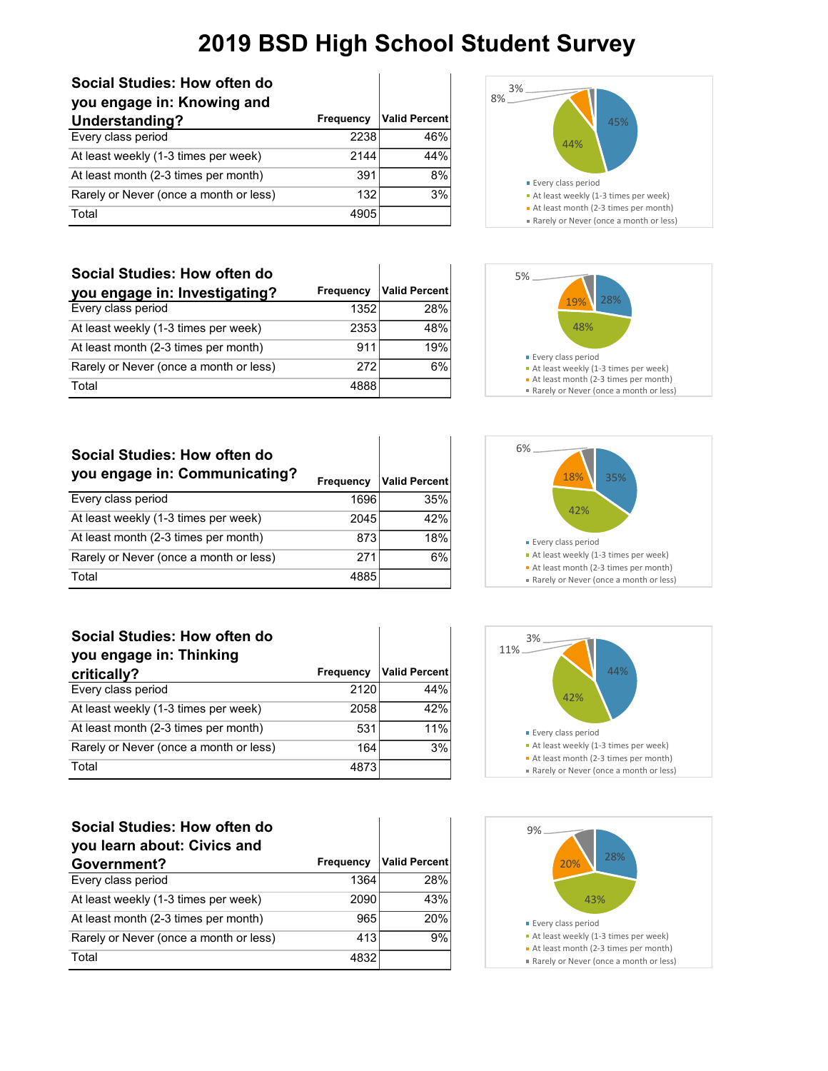# 2019 BSD High School Student Survey

| Social Studies: How often do you engage in: Knowing and Understanding? | Frequency | Valid Percent |
| --- | --- | --- |
| Every class period | 2238 | 46% |
| At least weekly (1-3 times per week) | 2144 | 44% |
| At least month (2-3 times per month) | 391 | 8% |
| Rarely or Never (once a month or less) | 132 | 3% |
| Total | 4905 | |

3%
8%
45%
44%
Every class period
At least weekly (1-3 times per week)
At least month (2-3 times per month)
Rarely or Never (once a month or less)

| Social Studies: How often do you engage in: Investigating? | Frequency | Valid Percent |
| --- | --- | --- |
| Every class period | 1352 | 28% |
| At least weekly (1-3 times per week) | 2353 | 48% |
| At least month (2-3 times per month) | 911 | 19% |
| Rarely or Never (once a month or less) | 272 | 6% |
| Total | 4888 | |

5%
19%
28%
48%
Every class period
At least weekly (1-3 times per week)
At least month (2-3 times per month)
Rarely or Never (once a month or less)

| Social Studies: How often do you engage in: Communicating? | Frequency | Valid Percent |
| --- | --- | --- |
| Every class period | 1696 | 35% |
| At least weekly (1-3 times per week) | 2045 | 42% |
| At least month (2-3 times per month) | 873 | 18% |
| Rarely or Never (once a month or less) | 271 | 6% |
| Total | 4885 | |

6%
18%
35%
42%
Every class period
At least weekly (1-3 times per week)
At least month (2-3 times per month)
Rarely or Never (once a month or less)

| Social Studies: How often do you engage in: Thinking critically? | Frequency | Valid Percent |
| --- | --- | --- |
| Every class period | 2120 | 44% |
| At least weekly (1-3 times per week) | 2058 | 42% |
| At least month (2-3 times per month) | 531 | 11% |
| Rarely or Never (once a month or less) | 164 | 3% |
| Total | 4873 | |

3%
11%
44%
42%
Every class period
At least weekly (1-3 times per week)
At least month (2-3 times per month)
Rarely or Never (once a month or less)

| Social Studies: How often do you learn about: Civics and Government? | Frequency | Valid Percent |
| --- | --- | --- |
| Every class period | 1364 | 28% |
| At least weekly (1-3 times per week) | 2090 | 43% |
| At least month (2-3 times per month) | 965 | 20% |
| Rarely or Never (once a month or less) | 413 | 9% |
| Total | 4832 | |

9%
20%
28%
43%
Every class period
At least weekly (1-3 times per week)
At least month (2-3 times per month)
Rarely or Never (once a month or less)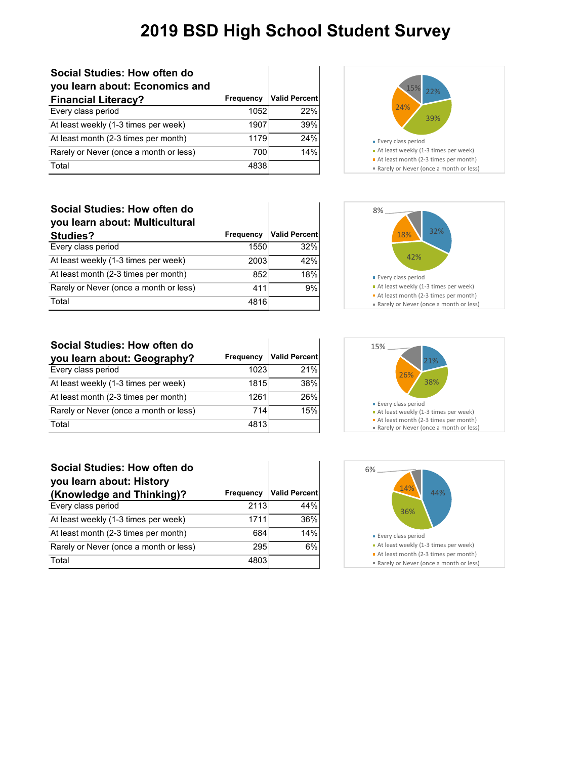# 2019 BSD High School Student Survey

| Social Studies: How often do you learn about: Economics and Financial Literacy? | Frequency | Valid Percent |
|---|---|---|
| Every class period | 1052 | 22% |
| At least weekly (1-3 times per week) | 1907 | 39% |
| At least month (2-3 times per month) | 1179 | 24% |
| Rarely or Never (once a month or less) | 700 | 14% |
| Total | 4838 | |

15%
22%
24%
39%

- Every class period
- At least weekly (1-3 times per week)
- At least month (2-3 times per month)
- Rarely or Never (once a month or less)

| Social Studies: How often do you learn about: Multicultural Studies? | Frequency | Valid Percent |
|---|---|---|
| Every class period | 1550 | 32% |
| At least weekly (1-3 times per week) | 2003 | 42% |
| At least month (2-3 times per month) | 852 | 18% |
| Rarely or Never (once a month or less) | 411 | 9% |
| Total | 4816 | |

8%
18%
32%
42%

- Every class period
- At least weekly (1-3 times per week)
- At least month (2-3 times per month)
- Rarely or Never (once a month or less)

| Social Studies: How often do you learn about: Geography? | Frequency | Valid Percent |
|---|---|---|
| Every class period | 1023 | 21% |
| At least weekly (1-3 times per week) | 1815 | 38% |
| At least month (2-3 times per month) | 1261 | 26% |
| Rarely or Never (once a month or less) | 714 | 15% |
| Total | 4813 | |

15%
21%
26%
38%

- Every class period
- At least weekly (1-3 times per week)
- At least month (2-3 times per month)
- Rarely or Never (once a month or less)

| Social Studies: How often do you learn about: History (Knowledge and Thinking)? | Frequency | Valid Percent |
|---|---|---|
| Every class period | 2113 | 44% |
| At least weekly (1-3 times per week) | 1711 | 36% |
| At least month (2-3 times per month) | 684 | 14% |
| Rarely or Never (once a month or less) | 295 | 6% |
| Total | 4803 | |

6%
14%
44%
36%

- Every class period
- At least weekly (1-3 times per week)
- At least month (2-3 times per month)
- Rarely or Never (once a month or less)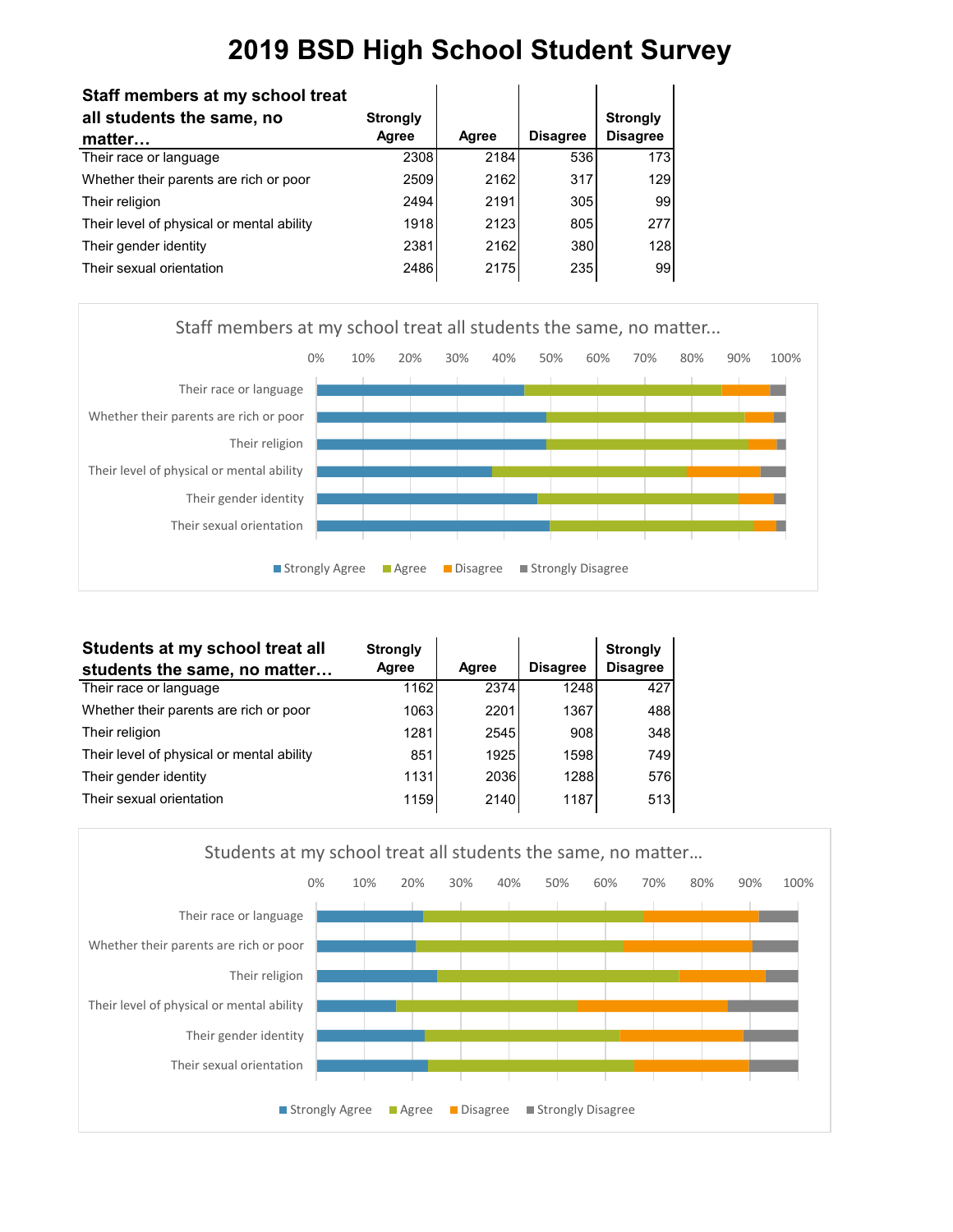# 2019 BSD High School Student Survey

| Staff members at my school treat all students the same, no matter… | Strongly Agree | Agree | Disagree | Strongly Disagree |
|---|---|---|---|---|
| Their race or language | 2308 | 2184 | 536 | 173 |
| Whether their parents are rich or poor | 2509 | 2162 | 317 | 129 |
| Their religion | 2494 | 2191 | 305 | 99 |
| Their level of physical or mental ability | 1918 | 2123 | 805 | 277 |
| Their gender identity | 2381 | 2162 | 380 | 128 |
| Their sexual orientation | 2486 | 2175 | 235 | 99 |

Staff members at my school treat all students the same, no matter...

0% 10% 20% 30% 40% 50% 60% 70% 80% 90% 100%

Their race or language
Whether their parents are rich or poor
Their religion
Their level of physical or mental ability
Their gender identity
Their sexual orientation

Strongly Agree Agree Disagree Strongly Disagree

| Students at my school treat all students the same, no matter… | Strongly Agree | Agree | Disagree | Strongly Disagree |
|---|---|---|---|---|
| Their race or language | 1162 | 2374 | 1248 | 427 |
| Whether their parents are rich or poor | 1063 | 2201 | 1367 | 488 |
| Their religion | 1281 | 2545 | 908 | 348 |
| Their level of physical or mental ability | 851 | 1925 | 1598 | 749 |
| Their gender identity | 1131 | 2036 | 1288 | 576 |
| Their sexual orientation | 1159 | 2140 | 1187 | 513 |

Students at my school treat all students the same, no matter...

0% 10% 20% 30% 40% 50% 60% 70% 80% 90% 100%

Their race or language
Whether their parents are rich or poor
Their religion
Their level of physical or mental ability
Their gender identity
Their sexual orientation

Strongly Agree Agree Disagree Strongly Disagree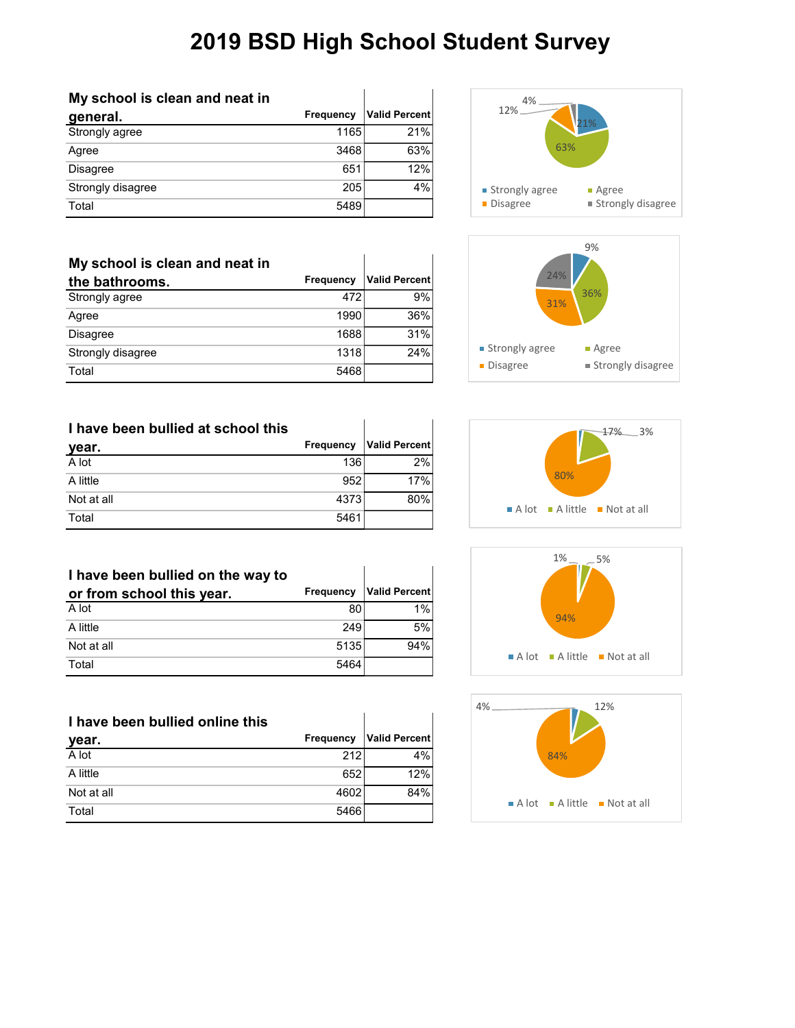# 2019 BSD High School Student Survey

| My school is clean and neat in general. | Frequency | Valid Percent |
|---|---|---|
| Strongly agree | 1165 | 21% |
| Agree | 3468 | 63% |
| Disagree | 651 | 12% |
| Strongly disagree | 205 | 4% |
| Total | 5489 | |

4%
12%
21%
63%
Strongly agree
Agree
Disagree
Strongly disagree

| My school is clean and neat in the bathrooms. | Frequency | Valid Percent |
|---|---|---|
| Strongly agree | 472 | 9% |
| Agree | 1990 | 36% |
| Disagree | 1688 | 31% |
| Strongly disagree | 1318 | 24% |
| Total | 5468 | |

9%
24%
36%
31%
Strongly agree
Agree
Disagree
Strongly disagree

| I have been bullied at school this year. | Frequency | Valid Percent |
|---|---|---|
| A lot | 136 | 2% |
| A little | 952 | 17% |
| Not at all | 4373 | 80% |
| Total | 5461 | |

17%
3%
80%
A lot
A little
Not at all

| I have been bullied on the way to or from school this year. | Frequency | Valid Percent |
|---|---|---|
| A lot | 80 | 1% |
| A little | 249 | 5% |
| Not at all | 5135 | 94% |
| Total | 5464 | |

1%
5%
94%
A lot
A little
Not at all

| I have been bullied online this year. | Frequency | Valid Percent |
|---|---|---|
| A lot | 212 | 4% |
| A little | 652 | 12% |
| Not at all | 4602 | 84% |
| Total | 5466 | |

4%
12%
84%
A lot
A little
Not at all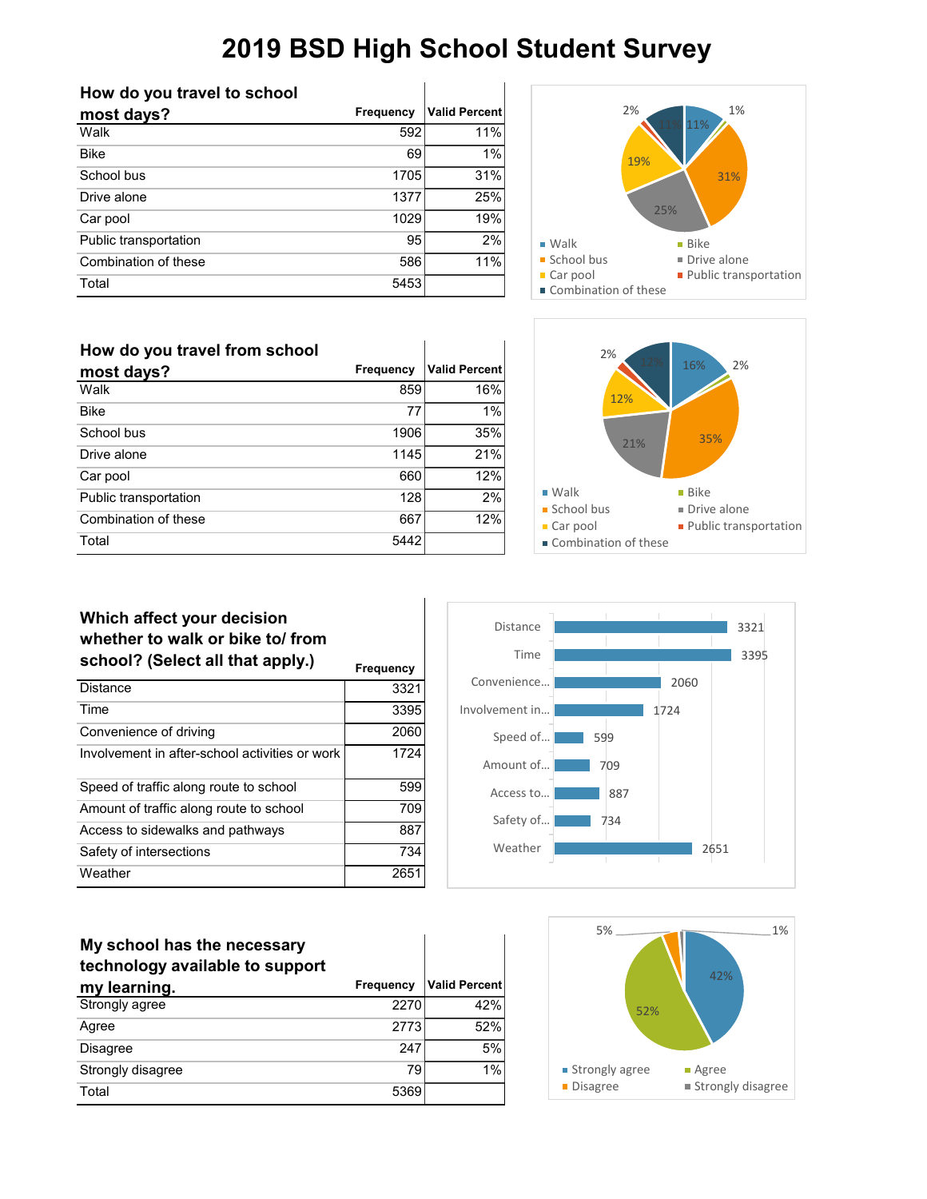# 2019 BSD High School Student Survey

| How do you travel to school most days? | Frequency | Valid Percent |
|---|---|---|
| Walk | 592 | 11% |
| Bike | 69 | 1% |
| School bus | 1705 | 31% |
| Drive alone | 1377 | 25% |
| Car pool | 1029 | 19% |
| Public transportation | 95 | 2% |
| Combination of these | 586 | 11% |
| Total | 5453 | |

2%
1%
11%
11%
31%
19%
25%

Walk
Bike
School bus
Drive alone
Car pool
Public transportation
Combination of these

| How do you travel from school most days? | Frequency | Valid Percent |
|---|---|---|
| Walk | 859 | 16% |
| Bike | 77 | 1% |
| School bus | 1906 | 35% |
| Drive alone | 1145 | 21% |
| Car pool | 660 | 12% |
| Public transportation | 128 | 2% |
| Combination of these | 667 | 12% |
| Total | 5442 | |

2%
12%
16%
2%
12%
21%
35%

Walk
Bike
School bus
Drive alone
Car pool
Public transportation
Combination of these

| Which affect your decision whether to walk or bike to/ from school? (Select all that apply.) | Frequency |
|---|---|
| Distance | 3321 |
| Time | 3395 |
| Convenience of driving | 2060 |
| Involvement in after-school activities or work | 1724 |
| Speed of traffic along route to school | 599 |
| Amount of traffic along route to school | 709 |
| Access to sidewalks and pathways | 887 |
| Safety of intersections | 734 |
| Weather | 2651 |

Distance 3321
Time 3395
Convenience... 2060
Involvement in... 1724
Speed of... 599
Amount of... 709
Access to... 887
Safety of... 734
Weather 2651

| My school has the necessary technology available to support my learning. | Frequency | Valid Percent |
|---|---|---|
| Strongly agree | 2270 | 42% |
| Agree | 2773 | 52% |
| Disagree | 247 | 5% |
| Strongly disagree | 79 | 1% |
| Total | 5369 | |

5%
1%
42%
52%

Strongly agree
Agree
Disagree
Strongly disagree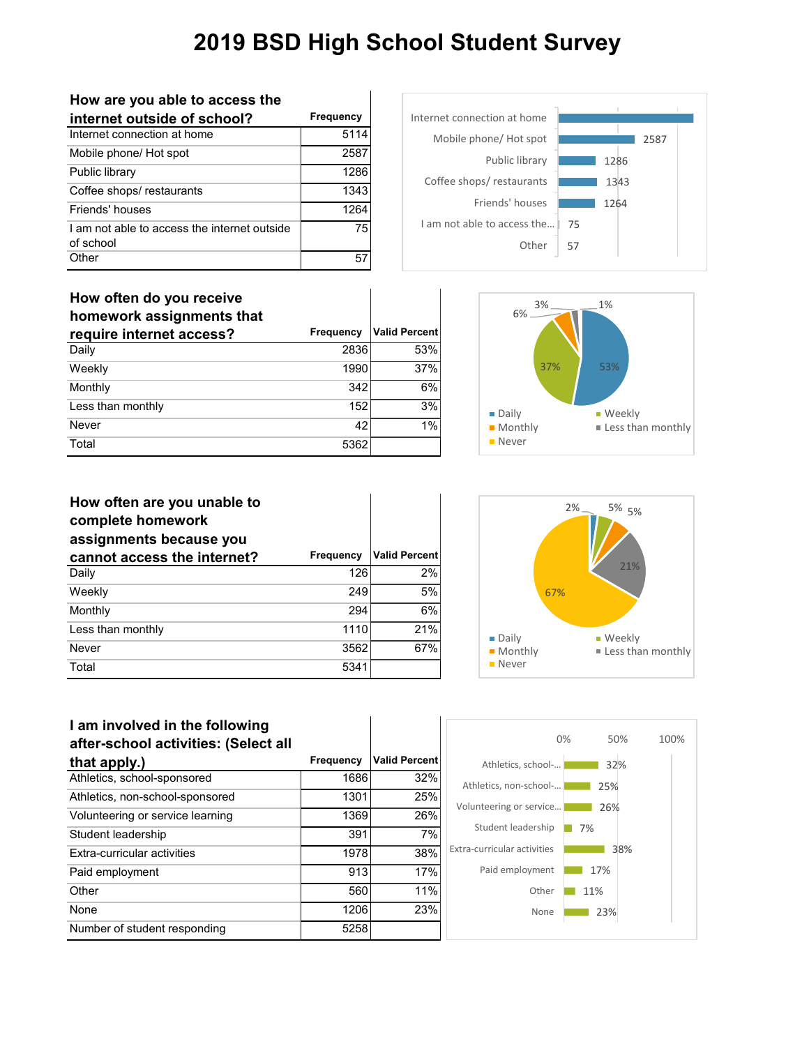# 2019 BSD High School Student Survey

| How are you able to access the internet outside of school? | Frequency |
|---|---|
| Internet connection at home | 5114 |
| Mobile phone/ Hot spot | 2587 |
| Public library | 1286 |
| Coffee shops/ restaurants | 1343 |
| Friends' houses | 1264 |
| I am not able to access the internet outside of school | 75 |
| Other | 57 |

Internet connection at home
Mobile phone/ Hot spot 2587
Public library 1286
Coffee shops/ restaurants 1343
Friends' houses 1264
I am not able to access the... 75
Other 57

| How often do you receive homework assignments that require internet access? | Frequency | Valid Percent |
|---|---|---|
| Daily | 2836 | 53% |
| Weekly | 1990 | 37% |
| Monthly | 342 | 6% |
| Less than monthly | 152 | 3% |
| Never | 42 | 1% |
| Total | 5362 | |

3% 1% 6% 37% 53%
Daily Weekly Monthly Less than monthly Never

| How often are you unable to complete homework assignments because you cannot access the internet? | Frequency | Valid Percent |
|---|---|---|
| Daily | 126 | 2% |
| Weekly | 249 | 5% |
| Monthly | 294 | 6% |
| Less than monthly | 1110 | 21% |
| Never | 3562 | 67% |
| Total | 5341 | |

2% 5% 5% 21% 67%
Daily Weekly Monthly Less than monthly Never

| I am involved in the following after-school activities: (Select all that apply.) | Frequency | Valid Percent |
|---|---|---|
| Athletics, school-sponsored | 1686 | 32% |
| Athletics, non-school-sponsored | 1301 | 25% |
| Volunteering or service learning | 1369 | 26% |
| Student leadership | 391 | 7% |
| Extra-curricular activities | 1978 | 38% |
| Paid employment | 913 | 17% |
| Other | 560 | 11% |
| None | 1206 | 23% |
| Number of student responding | 5258 | |

0% 50% 100%
Athletics, school-... 32%
Athletics, non-school-... 25%
Volunteering or service... 26%
Student leadership 7%
Extra-curricular activities 38%
Paid employment 17%
Other 11%
None 23%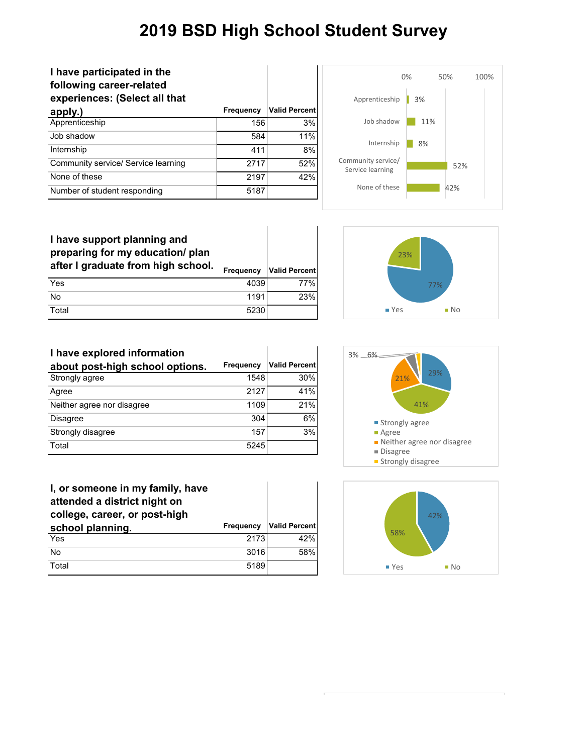# 2019 BSD High School Student Survey

| I have participated in the following career-related experiences: (Select all that apply.) | Frequency | Valid Percent |
|---|---|---|
| Apprenticeship | 156 | 3% |
| Job shadow | 584 | 11% |
| Internship | 411 | 8% |
| Community service/ Service learning | 2717 | 52% |
| None of these | 2197 | 42% |
| Number of student responding | 5187 | |

0%
50%
100%
Apprenticeship 3%
Job shadow 11%
Internship 8%
Community service/ Service learning 52%
None of these 42%

| I have support planning and preparing for my education/ plan after I graduate from high school. | Frequency | Valid Percent |
|---|---|---|
| Yes | 4039 | 77% |
| No | 1191 | 23% |
| Total | 5230 | |

23%
77%
Yes
No

| I have explored information about post-high school options. | Frequency | Valid Percent |
|---|---|---|
| Strongly agree | 1548 | 30% |
| Agree | 2127 | 41% |
| Neither agree nor disagree | 1109 | 21% |
| Disagree | 304 | 6% |
| Strongly disagree | 157 | 3% |
| Total | 5245 | |

3%
6%
21%
29%
41%
Strongly agree
Agree
Neither agree nor disagree
Disagree
Strongly disagree

| I, or someone in my family, have attended a district night on college, career, or post-high school planning. | Frequency | Valid Percent |
|---|---|---|
| Yes | 2173 | 42% |
| No | 3016 | 58% |
| Total | 5189 | |

42%
58%
Yes
No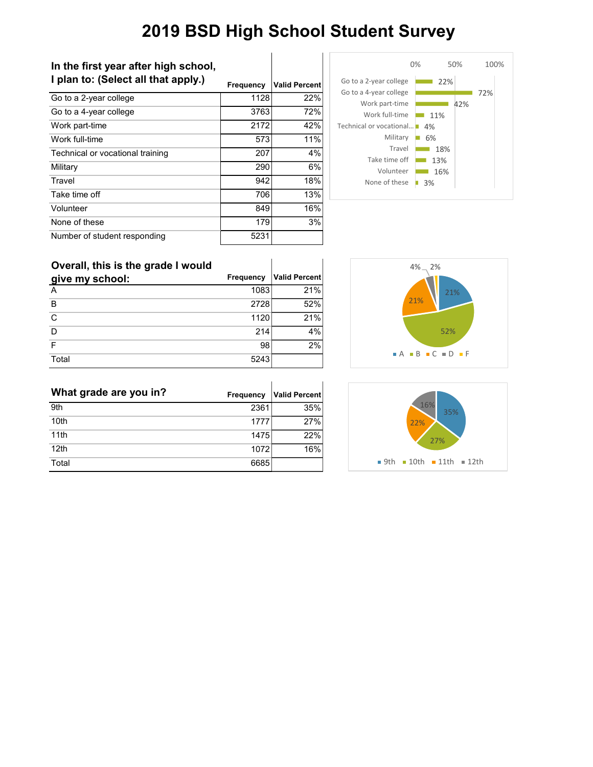# 2019 BSD High School Student Survey

| In the first year after high school, I plan to: (Select all that apply.) | Frequency | Valid Percent |
|---|---|---|
| Go to a 2-year college | 1128 | 22% |
| Go to a 4-year college | 3763 | 72% |
| Work part-time | 2172 | 42% |
| Work full-time | 573 | 11% |
| Technical or vocational training | 207 | 4% |
| Military | 290 | 6% |
| Travel | 942 | 18% |
| Take time off | 706 | 13% |
| Volunteer | 849 | 16% |
| None of these | 179 | 3% |
| Number of student responding | 5231 | |

0% 50% 100%
Go to a 2-year college 22%
Go to a 4-year college 72%
Work part-time 42%
Work full-time 11%
Technical or vocational... 4%
Military 6%
Travel 18%
Take time off 13%
Volunteer 16%
None of these 3%

| Overall, this is the grade I would give my school: | Frequency | Valid Percent |
|---|---|---|
| A | 1083 | 21% |
| B | 2728 | 52% |
| C | 1120 | 21% |
| D | 214 | 4% |
| F | 98 | 2% |
| Total | 5243 | |

4% 2%
21%
21%
52%
A B C D F

| What grade are you in? | Frequency | Valid Percent |
|---|---|---|
| 9th | 2361 | 35% |
| 10th | 1777 | 27% |
| 11th | 1475 | 22% |
| 12th | 1072 | 16% |
| Total | 6685 | |

16%
35%
22%
27%
9th 10th 11th 12th